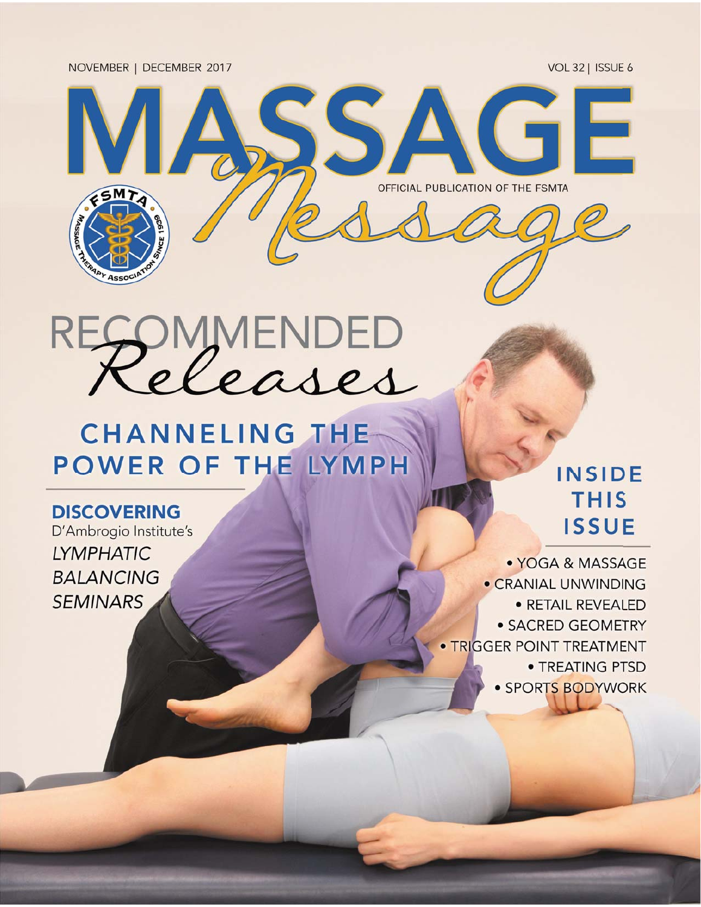NOVEMBER | DECEMBER 2017

VOL 32 | ISSUE 6

# MASSAGE *Message*

OFFICIAL PUBLICATION OF THE FSMTA

FSMTA MASSAGE THERAPY ASSOCIATION SINCE 1939

## RECOMMENDED *Releases*

### CHANNELING THE POWER OF THE LYMPH

**DISCOVERING**
D'Ambrogio Institute's
*LYMPHATIC BALANCING SEMINARS*

### INSIDE THIS ISSUE

- YOGA & MASSAGE
- CRANIAL UNWINDING
- RETAIL REVEALED
- SACRED GEOMETRY
- TRIGGER POINT TREATMENT
- TREATING PTSD
- SPORTS BODYWORK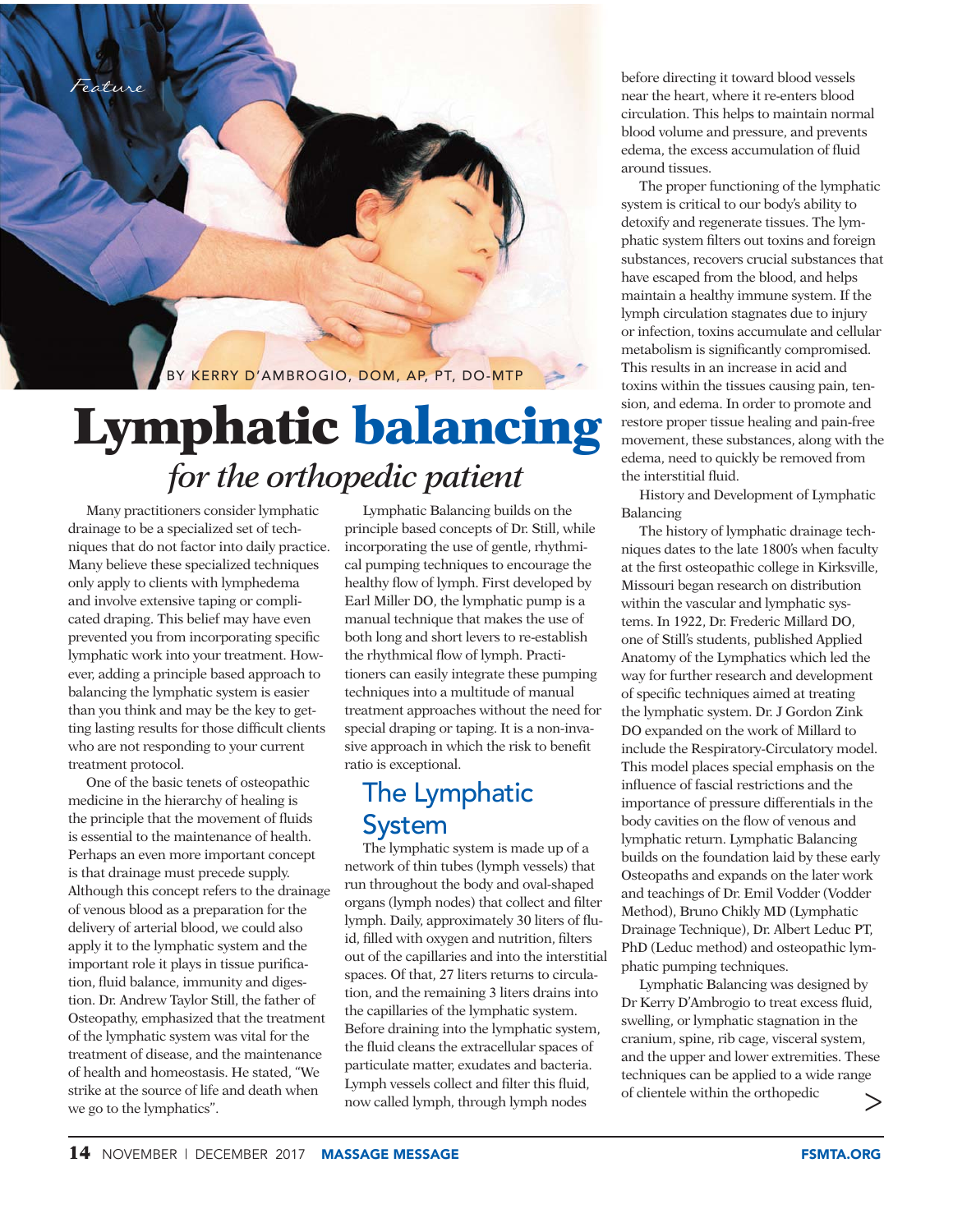Feature

BY KERRY D'AMBROGIO, DOM, AP, PT, DO-MTP

# Lymphatic balancing

## *for the orthopedic patient*

Many practitioners consider lymphatic drainage to be a specialized set of techniques that do not factor into daily practice. Many believe these specialized techniques only apply to clients with lymphedema and involve extensive taping or complicated draping. This belief may have even prevented you from incorporating specific lymphatic work into your treatment. However, adding a principle based approach to balancing the lymphatic system is easier than you think and may be the key to getting lasting results for those difficult clients who are not responding to your current treatment protocol.

One of the basic tenets of osteopathic medicine in the hierarchy of healing is the principle that the movement of fluids is essential to the maintenance of health. Perhaps an even more important concept is that drainage must precede supply. Although this concept refers to the drainage of venous blood as a preparation for the delivery of arterial blood, we could also apply it to the lymphatic system and the important role it plays in tissue purification, fluid balance, immunity and digestion. Dr. Andrew Taylor Still, the father of Osteopathy, emphasized that the treatment of the lymphatic system was vital for the treatment of disease, and the maintenance of health and homeostasis. He stated, "We strike at the source of life and death when we go to the lymphatics".

Lymphatic Balancing builds on the principle based concepts of Dr. Still, while incorporating the use of gentle, rhythmical pumping techniques to encourage the healthy flow of lymph. First developed by Earl Miller DO, the lymphatic pump is a manual technique that makes the use of both long and short levers to re-establish the rhythmical flow of lymph. Practitioners can easily integrate these pumping techniques into a multitude of manual treatment approaches without the need for special draping or taping. It is a non-invasive approach in which the risk to benefit ratio is exceptional.

## The Lymphatic System

The lymphatic system is made up of a network of thin tubes (lymph vessels) that run throughout the body and oval-shaped organs (lymph nodes) that collect and filter lymph. Daily, approximately 30 liters of fluid, filled with oxygen and nutrition, filters out of the capillaries and into the interstitial spaces. Of that, 27 liters returns to circulation, and the remaining 3 liters drains into the capillaries of the lymphatic system. Before draining into the lymphatic system, the fluid cleans the extracellular spaces of particulate matter, exudates and bacteria. Lymph vessels collect and filter this fluid, now called lymph, through lymph nodes before directing it toward blood vessels near the heart, where it re-enters blood circulation. This helps to maintain normal blood volume and pressure, and prevents edema, the excess accumulation of fluid around tissues.

The proper functioning of the lymphatic system is critical to our body's ability to detoxify and regenerate tissues. The lymphatic system filters out toxins and foreign substances, recovers crucial substances that have escaped from the blood, and helps maintain a healthy immune system. If the lymph circulation stagnates due to injury or infection, toxins accumulate and cellular metabolism is significantly compromised. This results in an increase in acid and toxins within the tissues causing pain, tension, and edema. In order to promote and restore proper tissue healing and pain-free movement, these substances, along with the edema, need to quickly be removed from the interstitial fluid.

History and Development of Lymphatic Balancing

The history of lymphatic drainage techniques dates to the late 1800's when faculty at the first osteopathic college in Kirksville, Missouri began research on distribution within the vascular and lymphatic systems. In 1922, Dr. Frederic Millard DO, one of Still's students, published Applied Anatomy of the Lymphatics which led the way for further research and development of specific techniques aimed at treating the lymphatic system. Dr. J Gordon Zink DO expanded on the work of Millard to include the Respiratory-Circulatory model. This model places special emphasis on the influence of fascial restrictions and the importance of pressure differentials in the body cavities on the flow of venous and lymphatic return. Lymphatic Balancing builds on the foundation laid by these early Osteopaths and expands on the later work and teachings of Dr. Emil Vodder (Vodder Method), Bruno Chikly MD (Lymphatic Drainage Technique), Dr. Albert Leduc PT, PhD (Leduc method) and osteopathic lymphatic pumping techniques.

Lymphatic Balancing was designed by Dr Kerry D'Ambrogio to treat excess fluid, swelling, or lymphatic stagnation in the cranium, spine, rib cage, visceral system, and the upper and lower extremities. These techniques can be applied to a wide range of clientele within the orthopedic >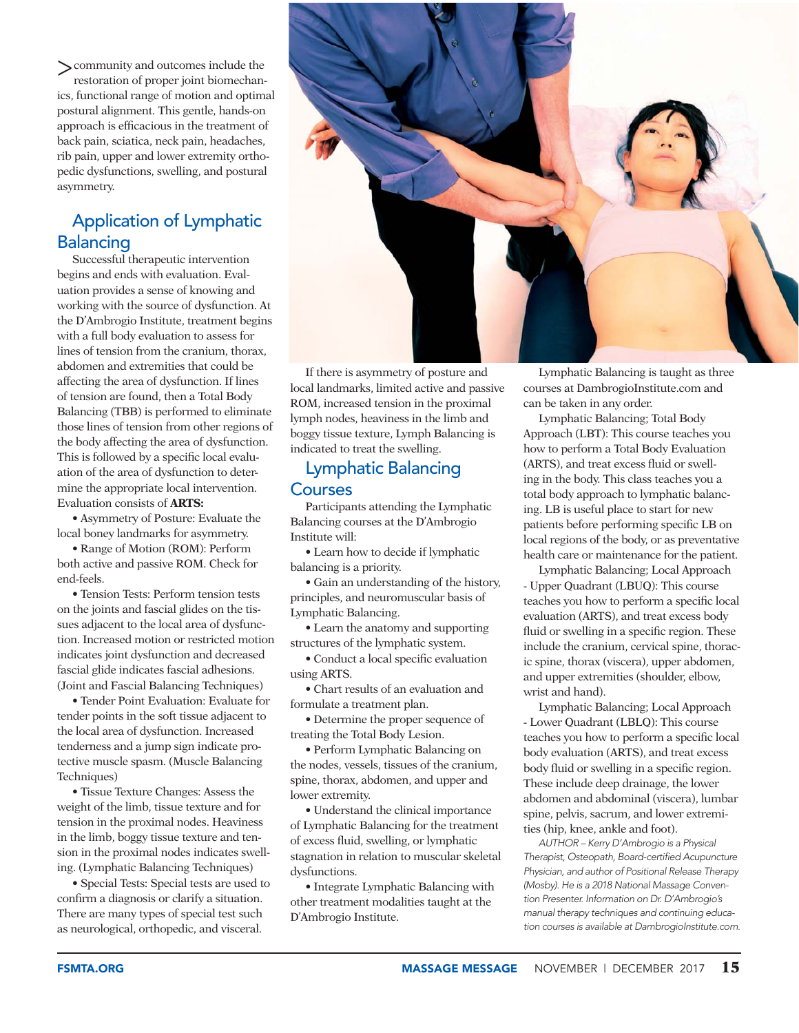community and outcomes include the restoration of proper joint biomechanics, functional range of motion and optimal postural alignment. This gentle, hands-on approach is efficacious in the treatment of back pain, sciatica, neck pain, headaches, rib pain, upper and lower extremity orthopedic dysfunctions, swelling, and postural asymmetry.

## Application of Lymphatic Balancing

Successful therapeutic intervention begins and ends with evaluation. Evaluation provides a sense of knowing and working with the source of dysfunction. At the D'Ambrogio Institute, treatment begins with a full body evaluation to assess for lines of tension from the cranium, thorax, abdomen and extremities that could be affecting the area of dysfunction. If lines of tension are found, then a Total Body Balancing (TBB) is performed to eliminate those lines of tension from other regions of the body affecting the area of dysfunction. This is followed by a specific local evaluation of the area of dysfunction to determine the appropriate local intervention. Evaluation consists of **ARTS:**

- Asymmetry of Posture: Evaluate the local boney landmarks for asymmetry.
- Range of Motion (ROM): Perform both active and passive ROM. Check for end-feels.
- Tension Tests: Perform tension tests on the joints and fascial glides on the tissues adjacent to the local area of dysfunction. Increased motion or restricted motion indicates joint dysfunction and decreased fascial glide indicates fascial adhesions. (Joint and Fascial Balancing Techniques)
- Tender Point Evaluation: Evaluate for tender points in the soft tissue adjacent to the local area of dysfunction. Increased tenderness and a jump sign indicate protective muscle spasm. (Muscle Balancing Techniques)
- Tissue Texture Changes: Assess the weight of the limb, tissue texture and for tension in the proximal nodes. Heaviness in the limb, boggy tissue texture and tension in the proximal nodes indicates swelling. (Lymphatic Balancing Techniques)
- Special Tests: Special tests are used to confirm a diagnosis or clarify a situation. There are many types of special test such as neurological, orthopedic, and visceral.

If there is asymmetry of posture and local landmarks, limited active and passive ROM, increased tension in the proximal lymph nodes, heaviness in the limb and boggy tissue texture, Lymph Balancing is indicated to treat the swelling.

## Lymphatic Balancing Courses

Participants attending the Lymphatic Balancing courses at the D'Ambrogio Institute will:

- Learn how to decide if lymphatic balancing is a priority.
- Gain an understanding of the history, principles, and neuromuscular basis of Lymphatic Balancing.
- Learn the anatomy and supporting structures of the lymphatic system.
- Conduct a local specific evaluation using ARTS.
- Chart results of an evaluation and formulate a treatment plan.
- Determine the proper sequence of treating the Total Body Lesion.
- Perform Lymphatic Balancing on the nodes, vessels, tissues of the cranium, spine, thorax, abdomen, and upper and lower extremity.
- Understand the clinical importance of Lymphatic Balancing for the treatment of excess fluid, swelling, or lymphatic stagnation in relation to muscular skeletal dysfunctions.
- Integrate Lymphatic Balancing with other treatment modalities taught at the D'Ambrogio Institute.

Lymphatic Balancing is taught as three courses at DambrogioInstitute.com and can be taken in any order.

Lymphatic Balancing; Total Body Approach (LBT): This course teaches you how to perform a Total Body Evaluation (ARTS), and treat excess fluid or swelling in the body. This class teaches you a total body approach to lymphatic balancing. LB is useful place to start for new patients before performing specific LB on local regions of the body, or as preventative health care or maintenance for the patient.

Lymphatic Balancing; Local Approach - Upper Quadrant (LBUQ): This course teaches you how to perform a specific local evaluation (ARTS), and treat excess body fluid or swelling in a specific region. These include the cranium, cervical spine, thoracic spine, thorax (viscera), upper abdomen, and upper extremities (shoulder, elbow, wrist and hand).

Lymphatic Balancing; Local Approach - Lower Quadrant (LBLQ): This course teaches you how to perform a specific local body evaluation (ARTS), and treat excess body fluid or swelling in a specific region. These include deep drainage, the lower abdomen and abdominal (viscera), lumbar spine, pelvis, sacrum, and lower extremities (hip, knee, ankle and foot).

*AUTHOR – Kerry D'Ambrogio is a Physical Therapist, Osteopath, Board-certified Acupuncture Physician, and author of Positional Release Therapy (Mosby). He is a 2018 National Massage Convention Presenter. Information on Dr. D'Ambrogio's manual therapy techniques and continuing education courses is available at DambrogioInstitute.com.*